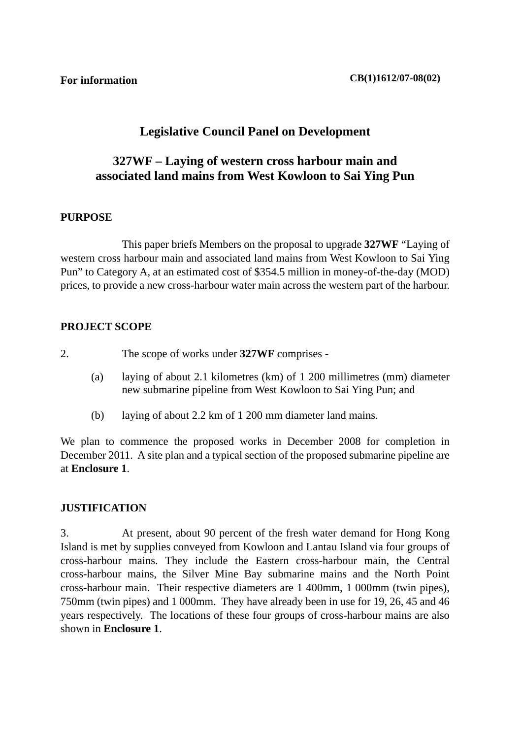**For information** **CB(1)1612/07-08(02)**

# Legislative Council Panel on Development

## 327WF – Laying of western cross harbour main and associated land mains from West Kowloon to Sai Ying Pun

### PURPOSE

This paper briefs Members on the proposal to upgrade **327WF** "Laying of western cross harbour main and associated land mains from West Kowloon to Sai Ying Pun" to Category A, at an estimated cost of $354.5 million in money-of-the-day (MOD) prices, to provide a new cross-harbour water main across the western part of the harbour.

### PROJECT SCOPE

2. The scope of works under **327WF** comprises -

   (a) laying of about 2.1 kilometres (km) of 1 200 millimetres (mm) diameter new submarine pipeline from West Kowloon to Sai Ying Pun; and

   (b) laying of about 2.2 km of 1 200 mm diameter land mains.

We plan to commence the proposed works in December 2008 for completion in December 2011. A site plan and a typical section of the proposed submarine pipeline are at **Enclosure 1**.

### JUSTIFICATION

3. At present, about 90 percent of the fresh water demand for Hong Kong Island is met by supplies conveyed from Kowloon and Lantau Island via four groups of cross-harbour mains. They include the Eastern cross-harbour main, the Central cross-harbour mains, the Silver Mine Bay submarine mains and the North Point cross-harbour main. Their respective diameters are 1 400mm, 1 000mm (twin pipes), 750mm (twin pipes) and 1 000mm. They have already been in use for 19, 26, 45 and 46 years respectively. The locations of these four groups of cross-harbour mains are also shown in **Enclosure 1**.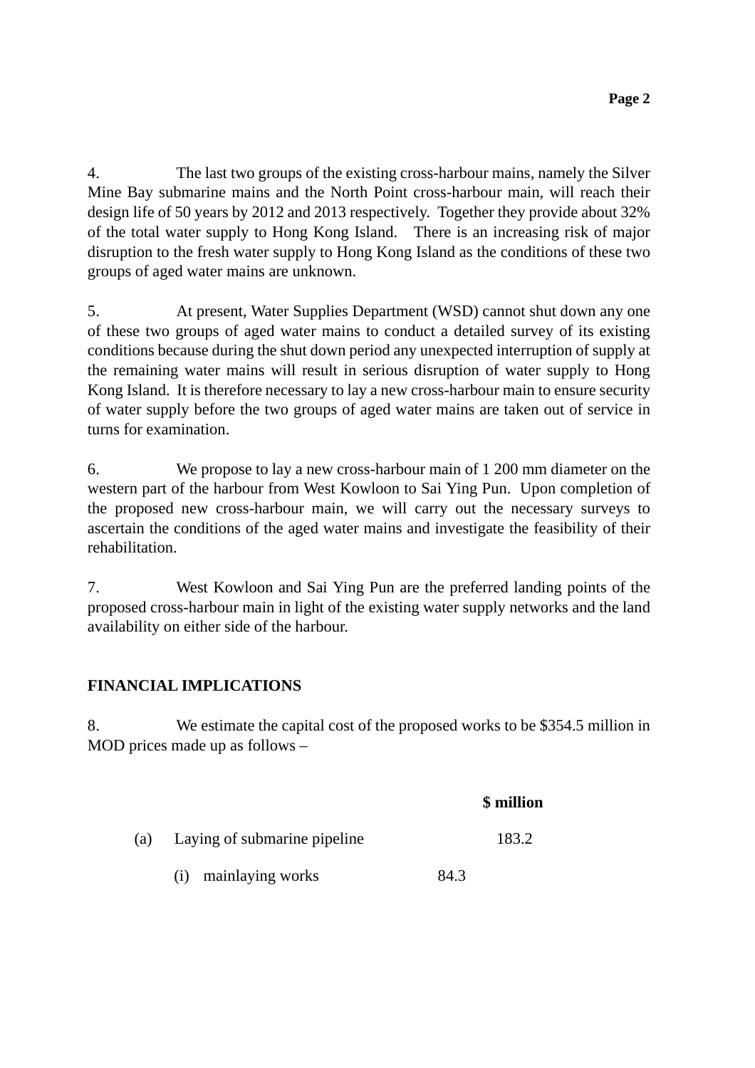4. The last two groups of the existing cross-harbour mains, namely the Silver Mine Bay submarine mains and the North Point cross-harbour main, will reach their design life of 50 years by 2012 and 2013 respectively. Together they provide about 32% of the total water supply to Hong Kong Island. There is an increasing risk of major disruption to the fresh water supply to Hong Kong Island as the conditions of these two groups of aged water mains are unknown.

5. At present, Water Supplies Department (WSD) cannot shut down any one of these two groups of aged water mains to conduct a detailed survey of its existing conditions because during the shut down period any unexpected interruption of supply at the remaining water mains will result in serious disruption of water supply to Hong Kong Island. It is therefore necessary to lay a new cross-harbour main to ensure security of water supply before the two groups of aged water mains are taken out of service in turns for examination.

6. We propose to lay a new cross-harbour main of 1 200 mm diameter on the western part of the harbour from West Kowloon to Sai Ying Pun. Upon completion of the proposed new cross-harbour main, we will carry out the necessary surveys to ascertain the conditions of the aged water mains and investigate the feasibility of their rehabilitation.

7. West Kowloon and Sai Ying Pun are the preferred landing points of the proposed cross-harbour main in light of the existing water supply networks and the land availability on either side of the harbour.

## FINANCIAL IMPLICATIONS

8. We estimate the capital cost of the proposed works to be $354.5 million in MOD prices made up as follows –

| | | | $ million |
|---|---|---|---|
| (a) | Laying of submarine pipeline | | 183.2 |
| | (i) mainlaying works | 84.3 | |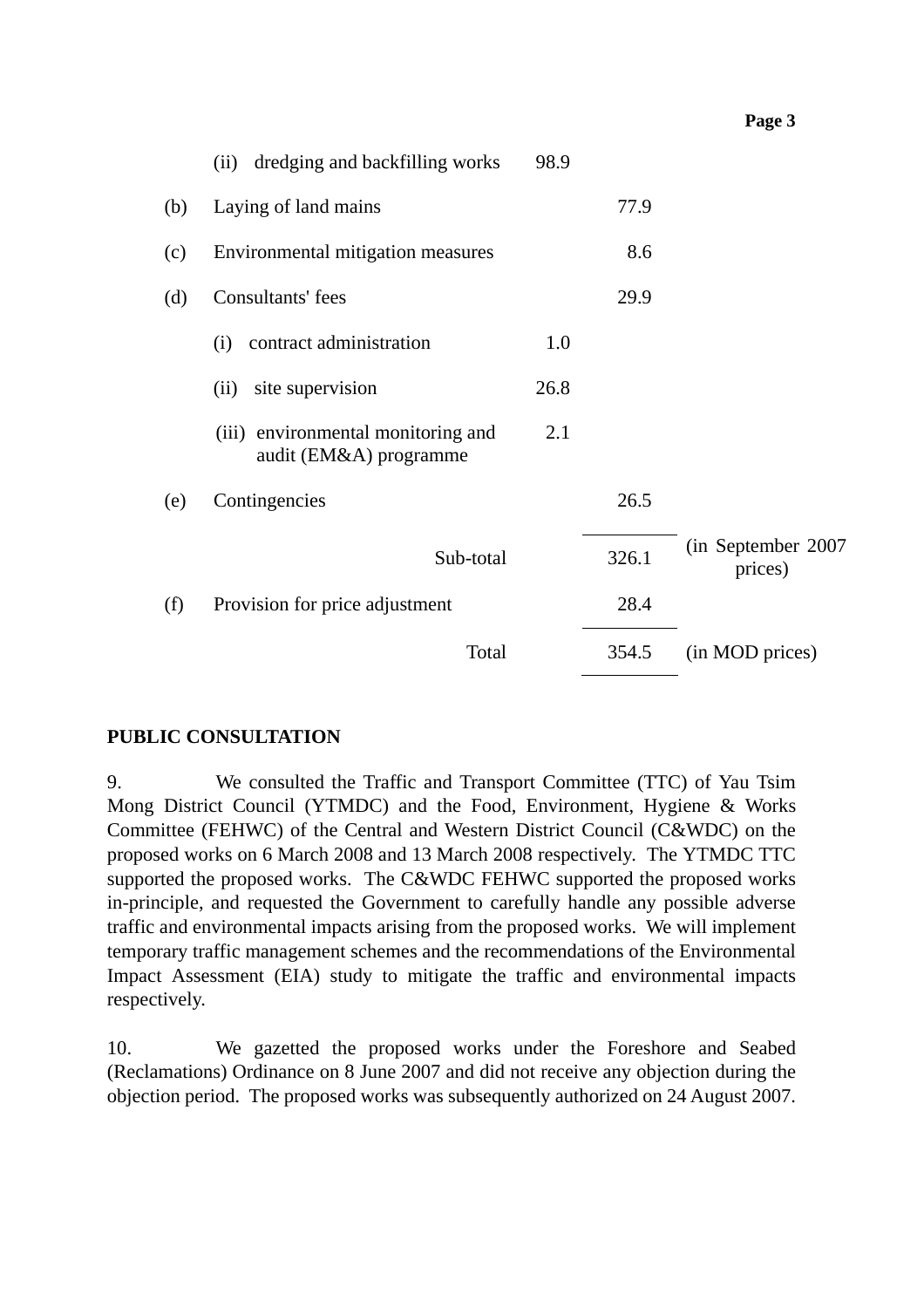| | | | | |
|---|---|---|---|---|
| | (ii) dredging and backfilling works | 98.9 | | |
| (b) | Laying of land mains | | 77.9 | |
| (c) | Environmental mitigation measures | | 8.6 | |
| (d) | Consultants' fees | | 29.9 | |
| | (i) contract administration | 1.0 | | |
| | (ii) site supervision | 26.8 | | |
| | (iii) environmental monitoring and audit (EM&A) programme | 2.1 | | |
| (e) | Contingencies | | 26.5 | |
| | Sub-total | | 326.1 | (in September 2007 prices) |
| (f) | Provision for price adjustment | | 28.4 | |
| | Total | | 354.5 | (in MOD prices) |

**PUBLIC CONSULTATION**

9. We consulted the Traffic and Transport Committee (TTC) of Yau Tsim Mong District Council (YTMDC) and the Food, Environment, Hygiene & Works Committee (FEHWC) of the Central and Western District Council (C&WDC) on the proposed works on 6 March 2008 and 13 March 2008 respectively. The YTMDC TTC supported the proposed works. The C&WDC FEHWC supported the proposed works in-principle, and requested the Government to carefully handle any possible adverse traffic and environmental impacts arising from the proposed works. We will implement temporary traffic management schemes and the recommendations of the Environmental Impact Assessment (EIA) study to mitigate the traffic and environmental impacts respectively.

10. We gazetted the proposed works under the Foreshore and Seabed (Reclamations) Ordinance on 8 June 2007 and did not receive any objection during the objection period. The proposed works was subsequently authorized on 24 August 2007.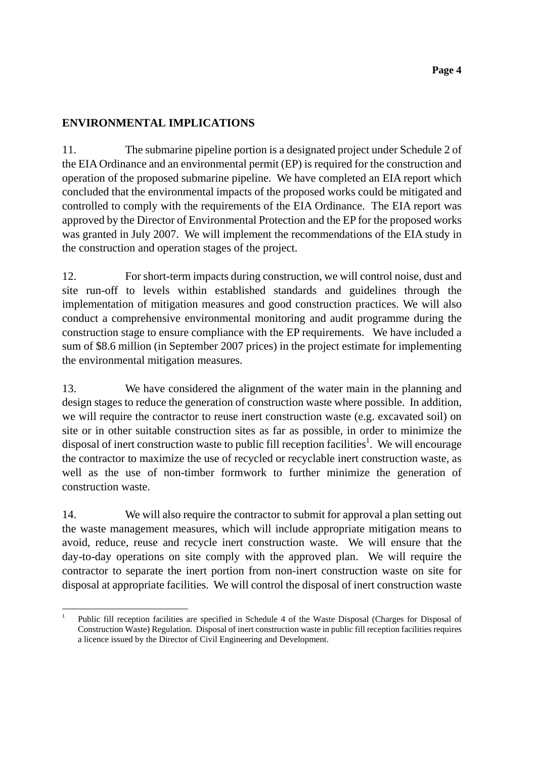**ENVIRONMENTAL IMPLICATIONS**

11. The submarine pipeline portion is a designated project under Schedule 2 of the EIA Ordinance and an environmental permit (EP) is required for the construction and operation of the proposed submarine pipeline. We have completed an EIA report which concluded that the environmental impacts of the proposed works could be mitigated and controlled to comply with the requirements of the EIA Ordinance. The EIA report was approved by the Director of Environmental Protection and the EP for the proposed works was granted in July 2007. We will implement the recommendations of the EIA study in the construction and operation stages of the project.

12. For short-term impacts during construction, we will control noise, dust and site run-off to levels within established standards and guidelines through the implementation of mitigation measures and good construction practices. We will also conduct a comprehensive environmental monitoring and audit programme during the construction stage to ensure compliance with the EP requirements. We have included a sum of $8.6 million (in September 2007 prices) in the project estimate for implementing the environmental mitigation measures.

13. We have considered the alignment of the water main in the planning and design stages to reduce the generation of construction waste where possible. In addition, we will require the contractor to reuse inert construction waste (e.g. excavated soil) on site or in other suitable construction sites as far as possible, in order to minimize the disposal of inert construction waste to public fill reception facilities[1]. We will encourage the contractor to maximize the use of recycled or recyclable inert construction waste, as well as the use of non-timber formwork to further minimize the generation of construction waste.

14. We will also require the contractor to submit for approval a plan setting out the waste management measures, which will include appropriate mitigation means to avoid, reduce, reuse and recycle inert construction waste. We will ensure that the day-to-day operations on site comply with the approved plan. We will require the contractor to separate the inert portion from non-inert construction waste on site for disposal at appropriate facilities. We will control the disposal of inert construction waste

---

[1] Public fill reception facilities are specified in Schedule 4 of the Waste Disposal (Charges for Disposal of Construction Waste) Regulation. Disposal of inert construction waste in public fill reception facilities requires a licence issued by the Director of Civil Engineering and Development.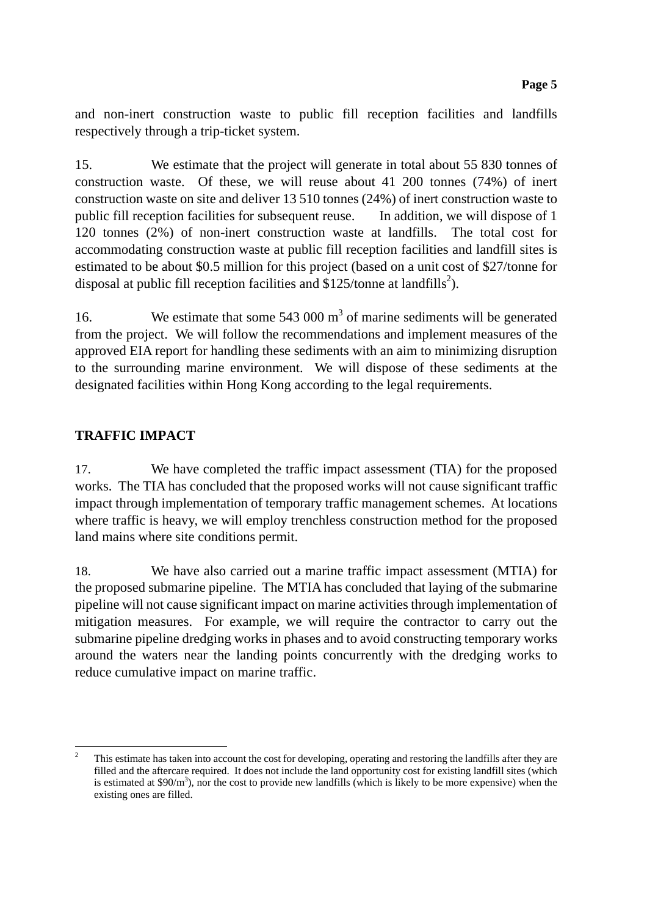and non-inert construction waste to public fill reception facilities and landfills respectively through a trip-ticket system.

15. We estimate that the project will generate in total about 55 830 tonnes of construction waste. Of these, we will reuse about 41 200 tonnes (74%) of inert construction waste on site and deliver 13 510 tonnes (24%) of inert construction waste to public fill reception facilities for subsequent reuse. In addition, we will dispose of 1 120 tonnes (2%) of non-inert construction waste at landfills. The total cost for accommodating construction waste at public fill reception facilities and landfill sites is estimated to be about \$0.5 million for this project (based on a unit cost of \$27/tonne for disposal at public fill reception facilities and \$125/tonne at landfills[2]).

16. We estimate that some 543 000 $m^3$ of marine sediments will be generated from the project. We will follow the recommendations and implement measures of the approved EIA report for handling these sediments with an aim to minimizing disruption to the surrounding marine environment. We will dispose of these sediments at the designated facilities within Hong Kong according to the legal requirements.

## TRAFFIC IMPACT

17. We have completed the traffic impact assessment (TIA) for the proposed works. The TIA has concluded that the proposed works will not cause significant traffic impact through implementation of temporary traffic management schemes. At locations where traffic is heavy, we will employ trenchless construction method for the proposed land mains where site conditions permit.

18. We have also carried out a marine traffic impact assessment (MTIA) for the proposed submarine pipeline. The MTIA has concluded that laying of the submarine pipeline will not cause significant impact on marine activities through implementation of mitigation measures. For example, we will require the contractor to carry out the submarine pipeline dredging works in phases and to avoid constructing temporary works around the waters near the landing points concurrently with the dredging works to reduce cumulative impact on marine traffic.

---

[2] This estimate has taken into account the cost for developing, operating and restoring the landfills after they are filled and the aftercare required. It does not include the land opportunity cost for existing landfill sites (which is estimated at \$90/$m^3$), nor the cost to provide new landfills (which is likely to be more expensive) when the existing ones are filled.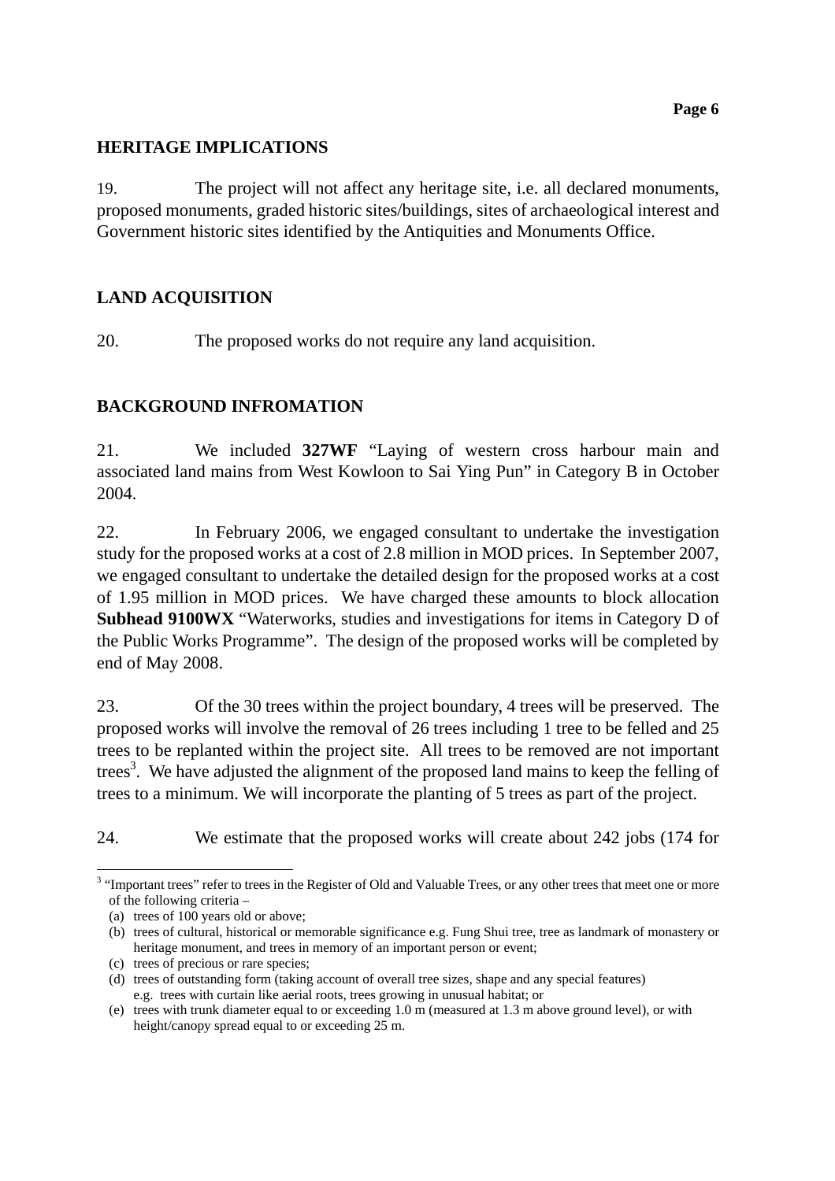## HERITAGE IMPLICATIONS

19. The project will not affect any heritage site, i.e. all declared monuments, proposed monuments, graded historic sites/buildings, sites of archaeological interest and Government historic sites identified by the Antiquities and Monuments Office.

## LAND ACQUISITION

20. The proposed works do not require any land acquisition.

## BACKGROUND INFROMATION

21. We included **327WF** "Laying of western cross harbour main and associated land mains from West Kowloon to Sai Ying Pun" in Category B in October 2004.

22. In February 2006, we engaged consultant to undertake the investigation study for the proposed works at a cost of 2.8 million in MOD prices. In September 2007, we engaged consultant to undertake the detailed design for the proposed works at a cost of 1.95 million in MOD prices. We have charged these amounts to block allocation **Subhead 9100WX** "Waterworks, studies and investigations for items in Category D of the Public Works Programme". The design of the proposed works will be completed by end of May 2008.

23. Of the 30 trees within the project boundary, 4 trees will be preserved. The proposed works will involve the removal of 26 trees including 1 tree to be felled and 25 trees to be replanted within the project site. All trees to be removed are not important trees[3]. We have adjusted the alignment of the proposed land mains to keep the felling of trees to a minimum. We will incorporate the planting of 5 trees as part of the project.

24. We estimate that the proposed works will create about 242 jobs (174 for

---

[3] "Important trees" refer to trees in the Register of Old and Valuable Trees, or any other trees that meet one or more of the following criteria –

(a) trees of 100 years old or above;

(b) trees of cultural, historical or memorable significance e.g. Fung Shui tree, tree as landmark of monastery or heritage monument, and trees in memory of an important person or event;

(c) trees of precious or rare species;

(d) trees of outstanding form (taking account of overall tree sizes, shape and any special features) e.g. trees with curtain like aerial roots, trees growing in unusual habitat; or

(e) trees with trunk diameter equal to or exceeding 1.0 m (measured at 1.3 m above ground level), or with height/canopy spread equal to or exceeding 25 m.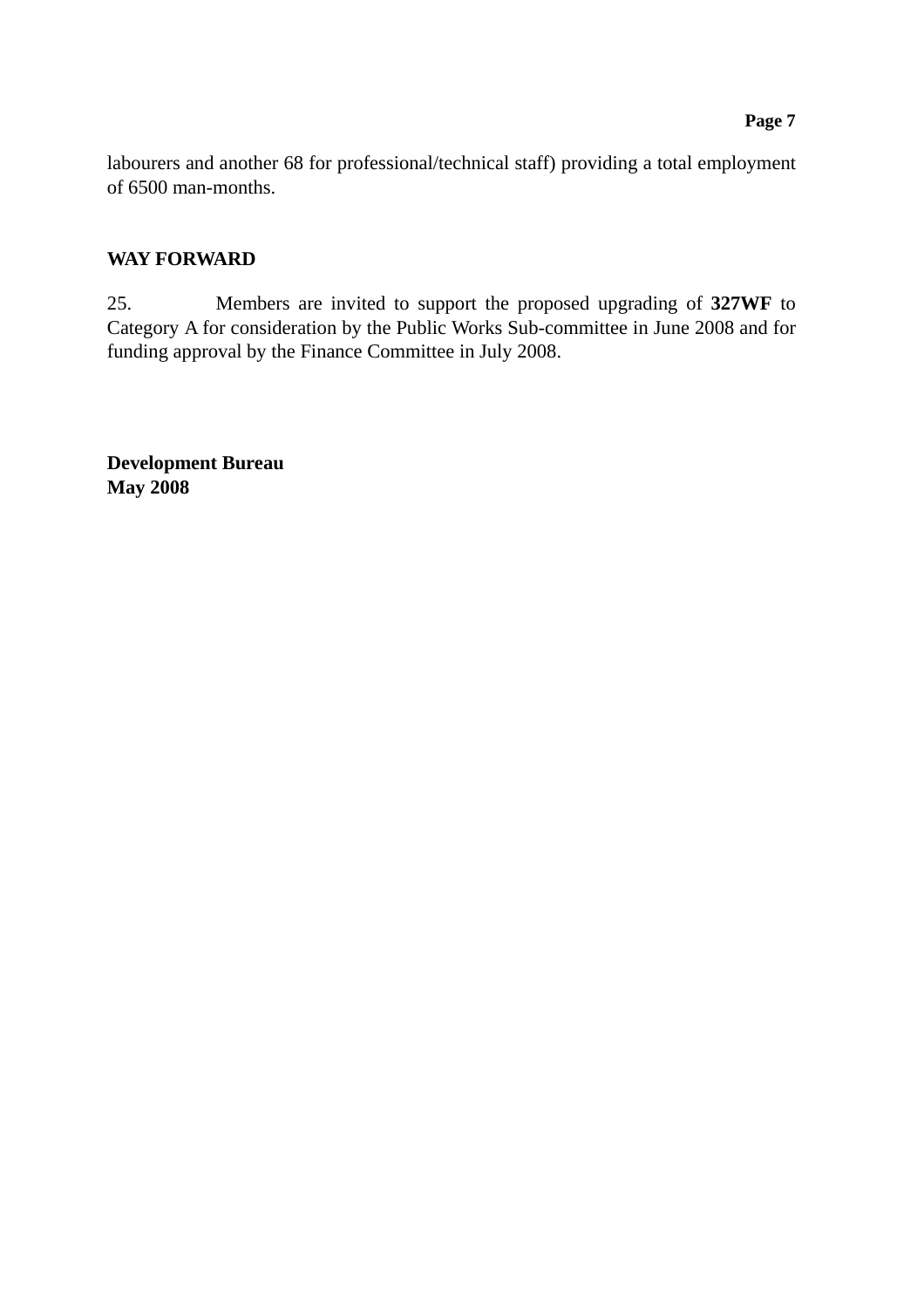labourers and another 68 for professional/technical staff) providing a total employment of 6500 man-months.

## WAY FORWARD

25. Members are invited to support the proposed upgrading of **327WF** to Category A for consideration by the Public Works Sub-committee in June 2008 and for funding approval by the Finance Committee in July 2008.

**Development Bureau**
**May 2008**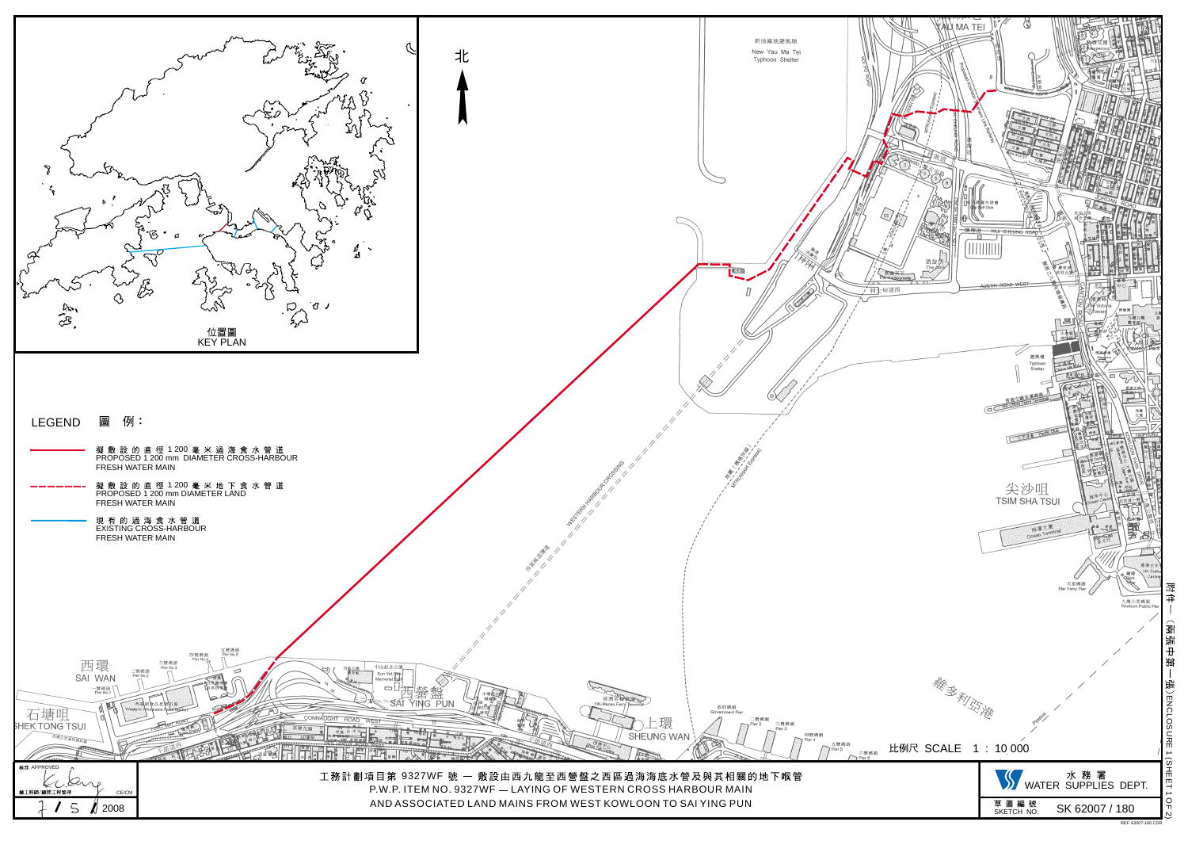附件一（兩張中第一張）ENCLOSURE 1 (SHEET 1 OF 2)

北

位置圖
KEY PLAN

LEGEND 圖 例：

- 擬敷設的直徑 1 200 毫米過海食水管道 PROPOSED 1 200 mm DIAMETER CROSS-HARBOUR FRESH WATER MAIN
- 擬敷設的直徑 1 200 毫米地下食水管道 PROPOSED 1 200 mm DIAMETER LAND FRESH WATER MAIN
- 現有的過海食水管道 EXISTING CROSS-HARBOUR FRESH WATER MAIN

比例尺 SCALE 1 : 10 000

核准 APPROVED

總工程師/館隊工程管理 CE/CM

7 / 5 / 2008

工務計劃項目第 9327WF 號 — 敷設由西九龍至西營盤之西區過海海底水管及與其相關的地下喉管

P.W.P. ITEM NO. 9327WF — LAYING OF WESTERN CROSS HARBOUR MAIN AND ASSOCIATED LAND MAINS FROM WEST KOWLOON TO SAI YING PUN

水務署 WATER SUPPLIES DEPT.

草圖編號 SKETCH NO. SK 62007 / 180

REF. 62007-180.CDR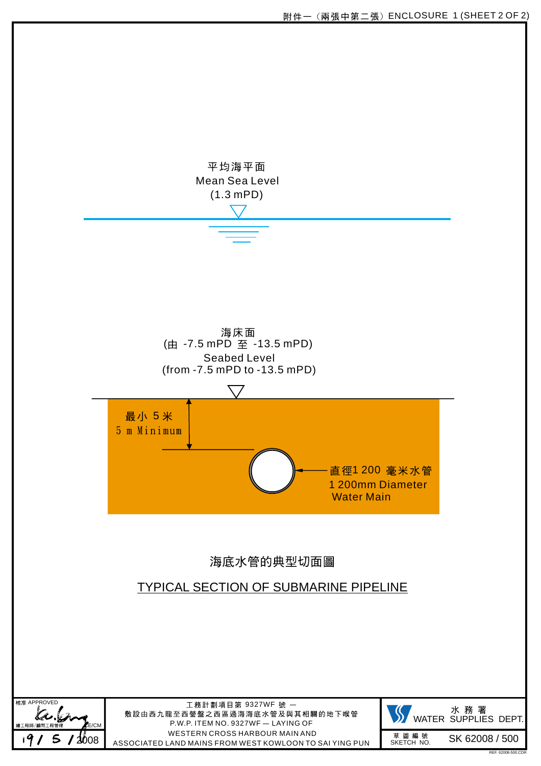附件一（兩張中第二張）ENCLOSURE 1 (SHEET 2 OF 2)

平均海平面
Mean Sea Level
(1.3 mPD)

海床面
(由 -7.5 mPD 至 -13.5 mPD)
Seabed Level
(from -7.5 mPD to -13.5 mPD)

最小 5 米
5 m Minimum

直徑1 200 毫米水管
1 200mm Diameter
Water Main

海底水管的典型切面圖

TYPICAL SECTION OF SUBMARINE PIPELINE

| 核准 APPROVED | 工務計劃項目第 9327WF 號 — 敷設由西九龍至西營盤之西區過海海底水管及與其相關的地下喉管 P.W.P. ITEM NO. 9327WF — LAYING OF WESTERN CROSS HARBOUR MAIN AND ASSOCIATED LAND MAINS FROM WEST KOWLOON TO SAI YING PUN | 水務署 WATER SUPPLIES DEPT. |
| --- | --- | --- |
| 總工程師/顧問工程管理 CE/CM 19 / 5 / 2008 | | 草圖編號 SKETCH NO. SK 62008 / 500 |

REF. 62008-500.CDR